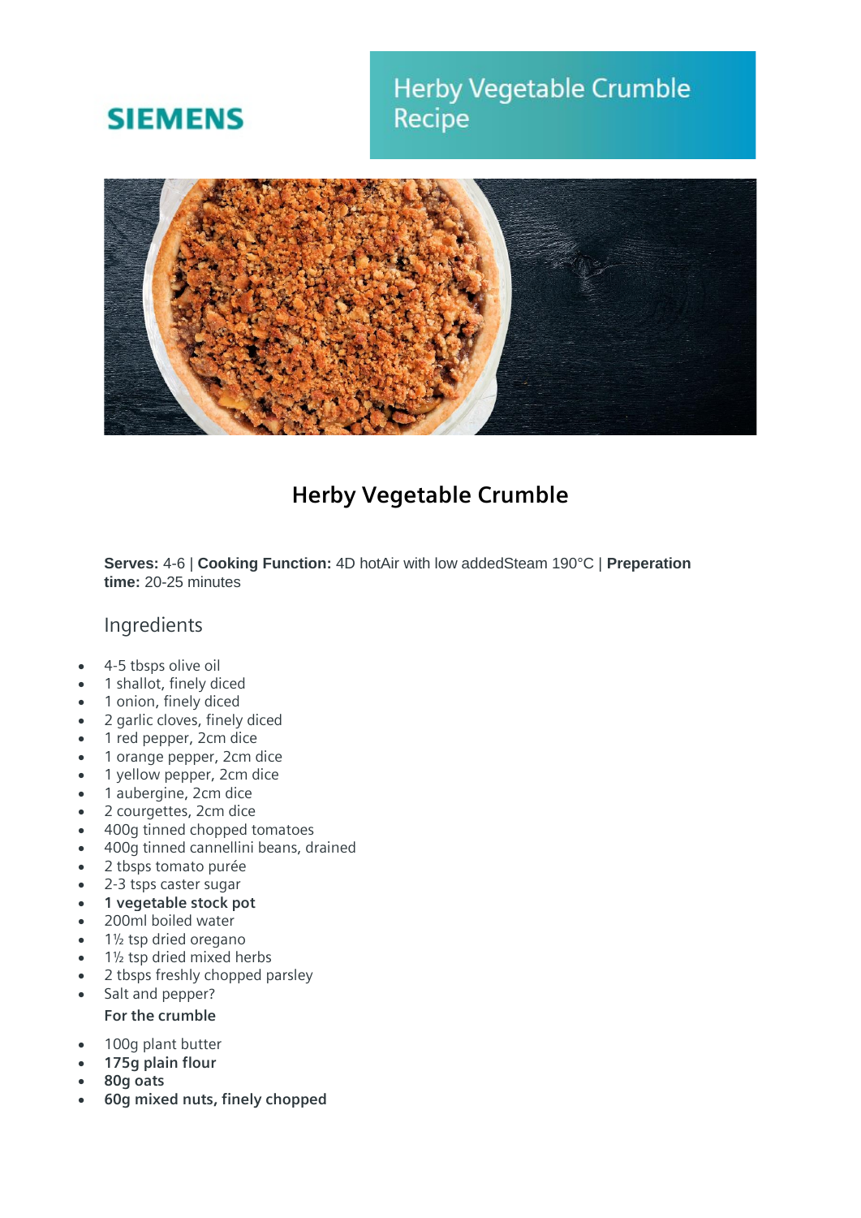SIEMENS

# Herby Vegetable Crumble Recipe

## Herby Vegetable Crumble

**Serves:** 4-6 | **Cooking Function:** 4D hotAir with low addedSteam 190°C | **Preperation time:** 20-25 minutes

### Ingredients

- 4-5 tbsps olive oil
- 1 shallot, finely diced
- 1 onion, finely diced
- 2 garlic cloves, finely diced
- 1 red pepper, 2cm dice
- 1 orange pepper, 2cm dice
- 1 yellow pepper, 2cm dice
- 1 aubergine, 2cm dice
- 2 courgettes, 2cm dice
- 400g tinned chopped tomatoes
- 400g tinned cannellini beans, drained
- 2 tbsps tomato purée
- 2-3 tsps caster sugar
- **1 vegetable stock pot**
- 200ml boiled water
- 1½ tsp dried oregano
- 1½ tsp dried mixed herbs
- 2 tbsps freshly chopped parsley
- Salt and pepper?

**For the crumble**

- 100g plant butter
- **175g plain flour**
- **80g oats**
- **60g mixed nuts, finely chopped**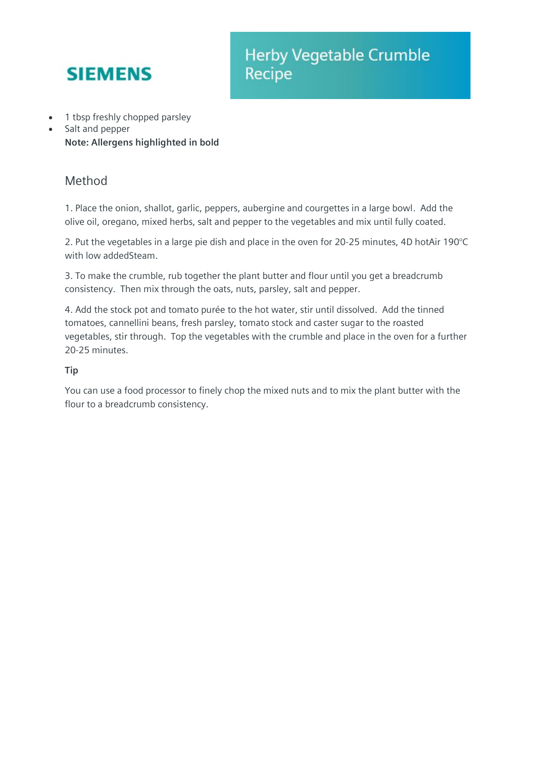- 1 tbsp freshly chopped parsley
- Salt and pepper

**Note: Allergens highlighted in bold**

## Method

1. Place the onion, shallot, garlic, peppers, aubergine and courgettes in a large bowl. Add the olive oil, oregano, mixed herbs, salt and pepper to the vegetables and mix until fully coated.

2. Put the vegetables in a large pie dish and place in the oven for 20-25 minutes, 4D hotAir 190°C with low addedSteam.

3. To make the crumble, rub together the plant butter and flour until you get a breadcrumb consistency. Then mix through the oats, nuts, parsley, salt and pepper.

4. Add the stock pot and tomato purée to the hot water, stir until dissolved. Add the tinned tomatoes, cannellini beans, fresh parsley, tomato stock and caster sugar to the roasted vegetables, stir through. Top the vegetables with the crumble and place in the oven for a further 20-25 minutes.

**Tip**

You can use a food processor to finely chop the mixed nuts and to mix the plant butter with the flour to a breadcrumb consistency.